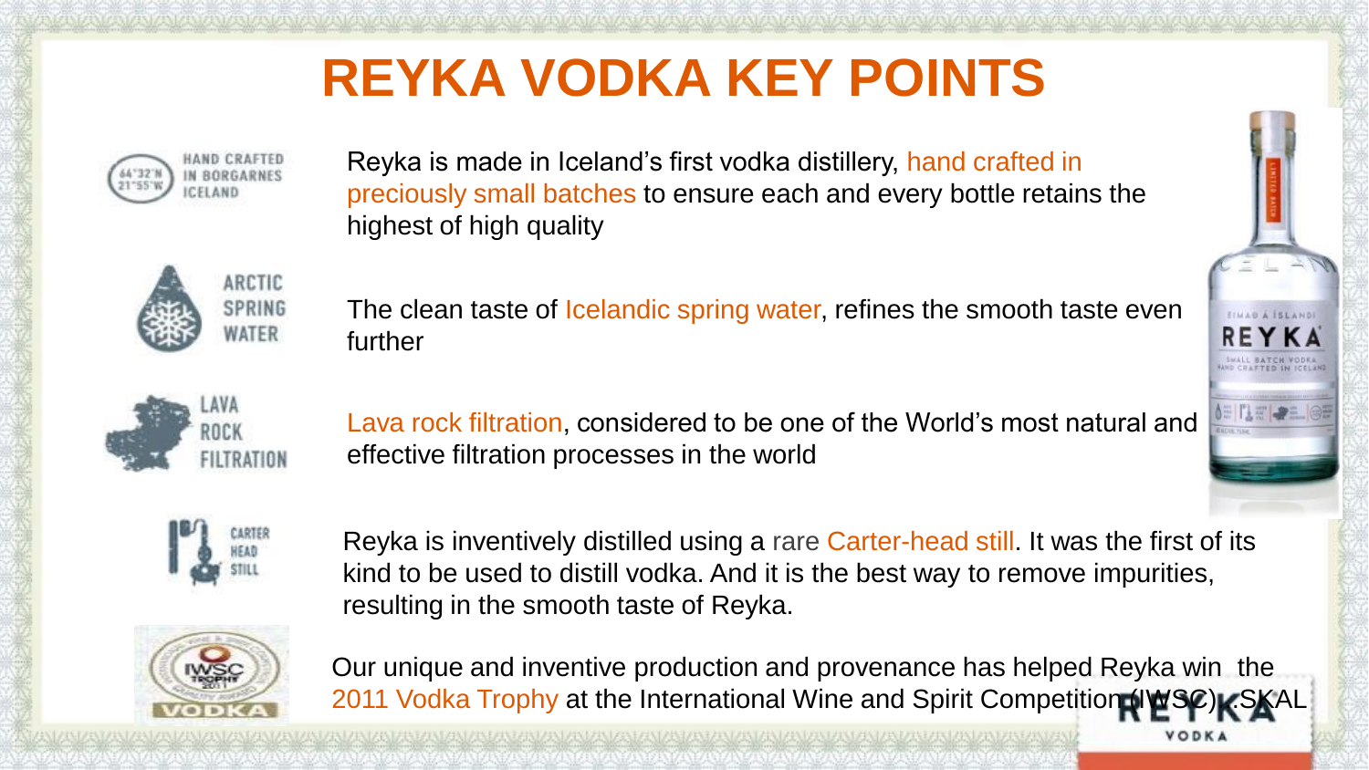# REYKA VODKA KEY POINTS

HAND CRAFTED IN BORGARNES ICELAND

Reyka is made in Iceland's first vodka distillery, hand crafted in preciously small batches to ensure each and every bottle retains the highest of high quality

ARCTIC SPRING WATER

The clean taste of Icelandic spring water, refines the smooth taste even further

LAVA ROCK FILTRATION

Lava rock filtration, considered to be one of the World's most natural and effective filtration processes in the world

CARTER HEAD STILL

Reyka is inventively distilled using a rare Carter-head still. It was the first of its kind to be used to distill vodka. And it is the best way to remove impurities, resulting in the smooth taste of Reyka.

Our unique and inventive production and provenance has helped Reyka win the 2011 Vodka Trophy at the International Wine and Spirit Competition (IWSC). SKAL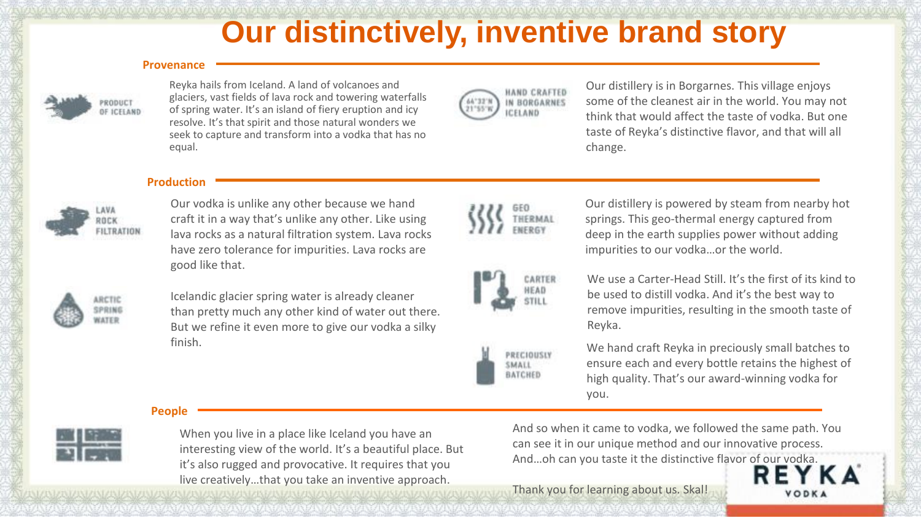# Our distinctively, inventive brand story

## Provenance

PRODUCT OF ICELAND

Reyka hails from Iceland. A land of volcanoes and glaciers, vast fields of lava rock and towering waterfalls of spring water. It's an island of fiery eruption and icy resolve. It's that spirit and those natural wonders we seek to capture and transform into a vodka that has no equal.

64°32'N 21°55'W HAND CRAFTED IN BORGARNES ICELAND

Our distillery is in Borgarnes. This village enjoys some of the cleanest air in the world. You may not think that would affect the taste of vodka. But one taste of Reyka's distinctive flavor, and that will all change.

## Production

LAVA ROCK FILTRATION

Our vodka is unlike any other because we hand craft it in a way that's unlike any other. Like using lava rocks as a natural filtration system. Lava rocks have zero tolerance for impurities. Lava rocks are good like that.

ARCTIC SPRING WATER

Icelandic glacier spring water is already cleaner than pretty much any other kind of water out there. But we refine it even more to give our vodka a silky finish.

GEO THERMAL ENERGY

Our distillery is powered by steam from nearby hot springs. This geo-thermal energy captured from deep in the earth supplies power without adding impurities to our vodka…or the world.

CARTER HEAD STILL

We use a Carter-Head Still. It's the first of its kind to be used to distill vodka. And it's the best way to remove impurities, resulting in the smooth taste of Reyka.

PRECIOUSLY SMALL BATCHED

We hand craft Reyka in preciously small batches to ensure each and every bottle retains the highest of high quality. That's our award-winning vodka for you.

## People

When you live in a place like Iceland you have an interesting view of the world. It's a beautiful place. But it's also rugged and provocative. It requires that you live creatively…that you take an inventive approach.

And so when it came to vodka, we followed the same path. You can see it in our unique method and our innovative process. And…oh can you taste it the distinctive flavor of our vodka.

Thank you for learning about us. Skal!

REYKA VODKA